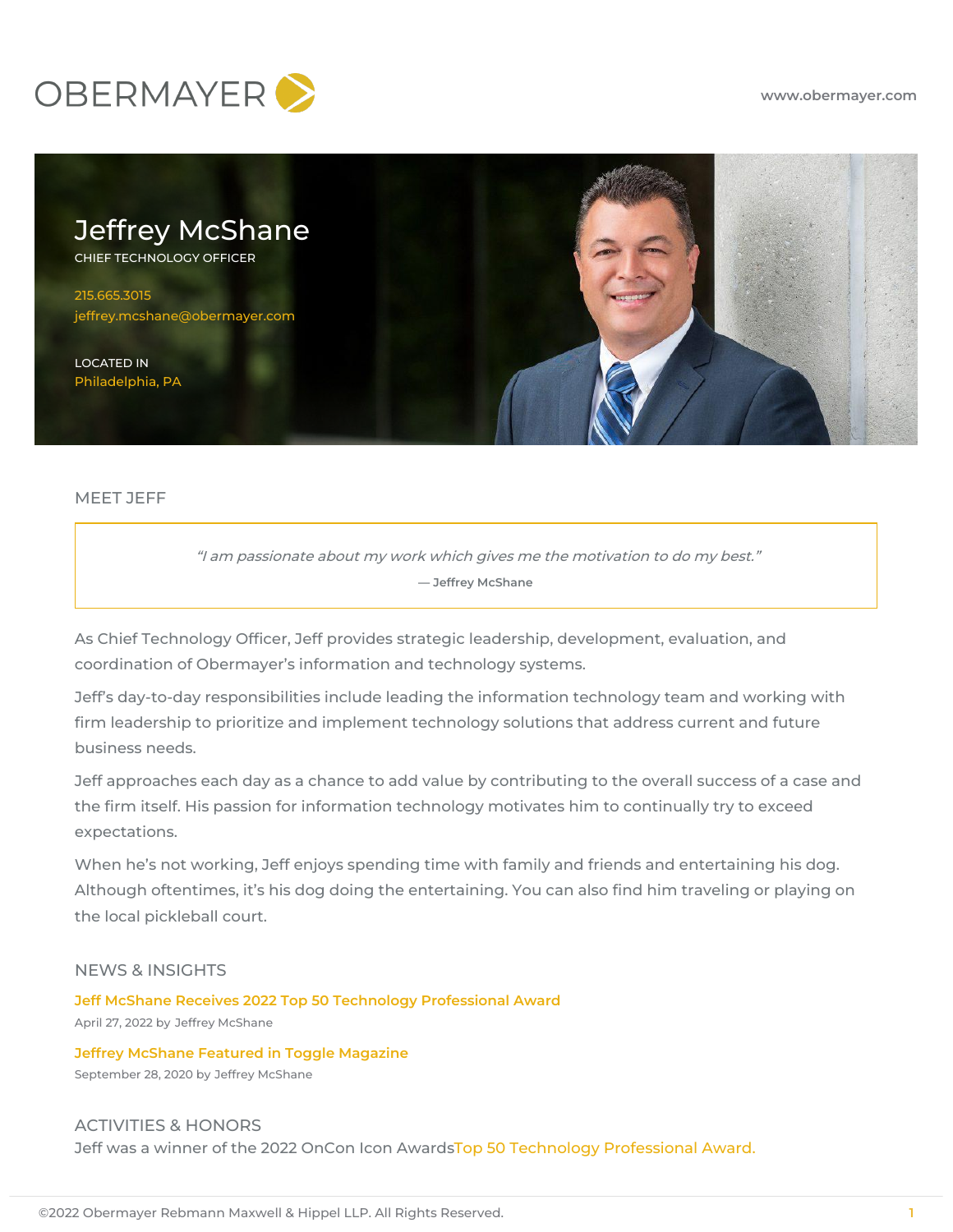OBERMAYER

www.obermayer.com

# Jeffrey McShane

CHIEF TECHNOLOGY OFFICER

215.665.3015
jeffrey.mcshane@obermayer.com

LOCATED IN
Philadelphia, PA

## MEET JEFF

> *"I am passionate about my work which gives me the motivation to do my best."*
>
> — **Jeffrey McShane**

As Chief Technology Officer, Jeff provides strategic leadership, development, evaluation, and coordination of Obermayer's information and technology systems.

Jeff's day-to-day responsibilities include leading the information technology team and working with firm leadership to prioritize and implement technology solutions that address current and future business needs.

Jeff approaches each day as a chance to add value by contributing to the overall success of a case and the firm itself. His passion for information technology motivates him to continually try to exceed expectations.

When he's not working, Jeff enjoys spending time with family and friends and entertaining his dog. Although oftentimes, it's his dog doing the entertaining. You can also find him traveling or playing on the local pickleball court.

## NEWS & INSIGHTS

**Jeff McShane Receives 2022 Top 50 Technology Professional Award**
April 27, 2022 by Jeffrey McShane

**Jeffrey McShane Featured in Toggle Magazine**
September 28, 2020 by Jeffrey McShane

## ACTIVITIES & HONORS

Jeff was a winner of the 2022 OnCon Icon AwardsTop 50 Technology Professional Award.

©2022 Obermayer Rebmann Maxwell & Hippel LLP. All Rights Reserved.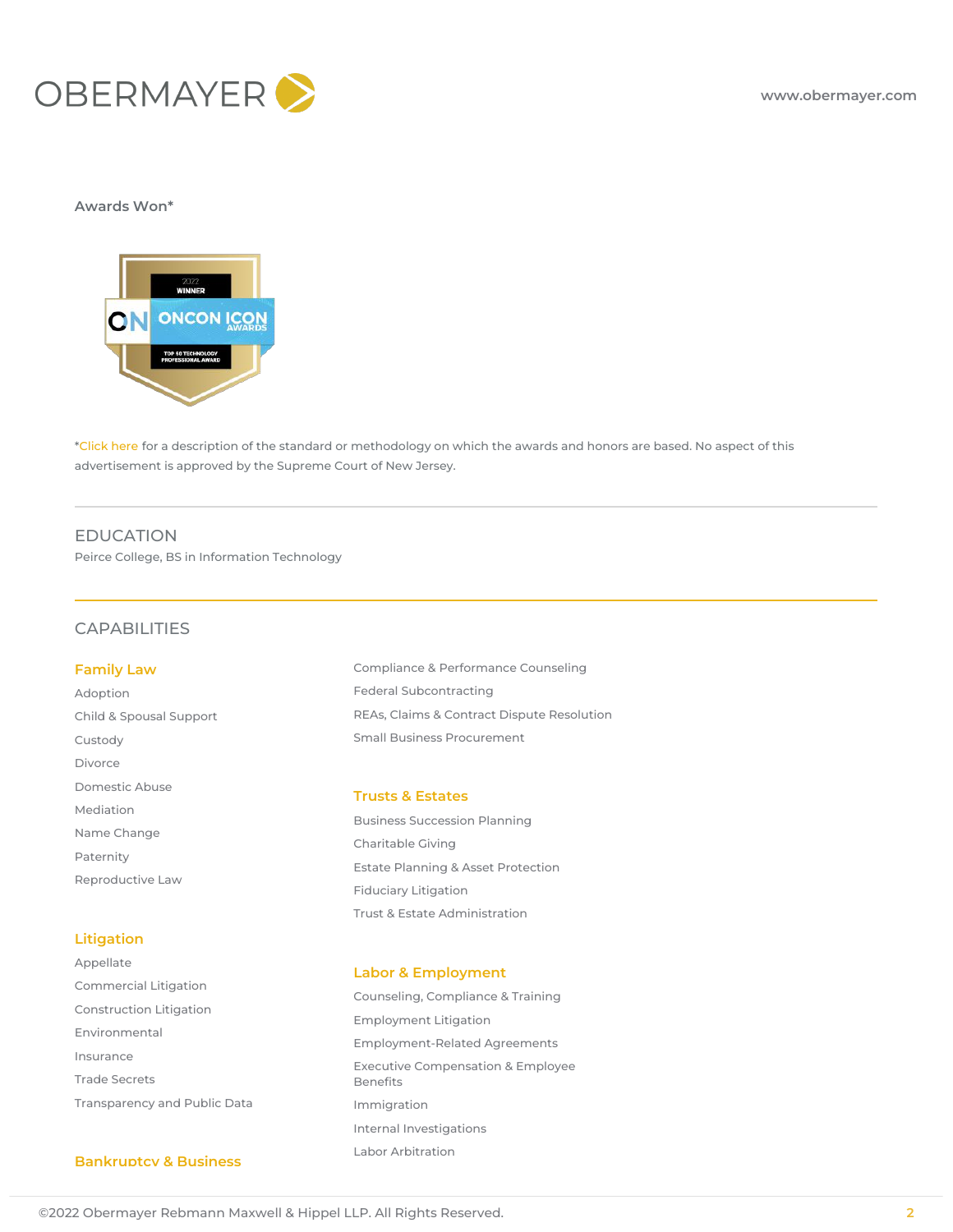Awards Won*

*Click here for a description of the standard or methodology on which the awards and honors are based. No aspect of this advertisement is approved by the Supreme Court of New Jersey.

## EDUCATION

Peirce College, BS in Information Technology

## CAPABILITIES

### Family Law

- Adoption
- Child & Spousal Support
- Custody
- Divorce
- Domestic Abuse
- Mediation
- Name Change
- Paternity
- Reproductive Law

### Litigation

- Appellate
- Commercial Litigation
- Construction Litigation
- Environmental
- Insurance
- Trade Secrets
- Transparency and Public Data

### Bankruptcy & Business

- Compliance & Performance Counseling
- Federal Subcontracting
- REAs, Claims & Contract Dispute Resolution
- Small Business Procurement

### Trusts & Estates

- Business Succession Planning
- Charitable Giving
- Estate Planning & Asset Protection
- Fiduciary Litigation
- Trust & Estate Administration

### Labor & Employment

- Counseling, Compliance & Training
- Employment Litigation
- Employment-Related Agreements
- Executive Compensation & Employee Benefits
- Immigration
- Internal Investigations
- Labor Arbitration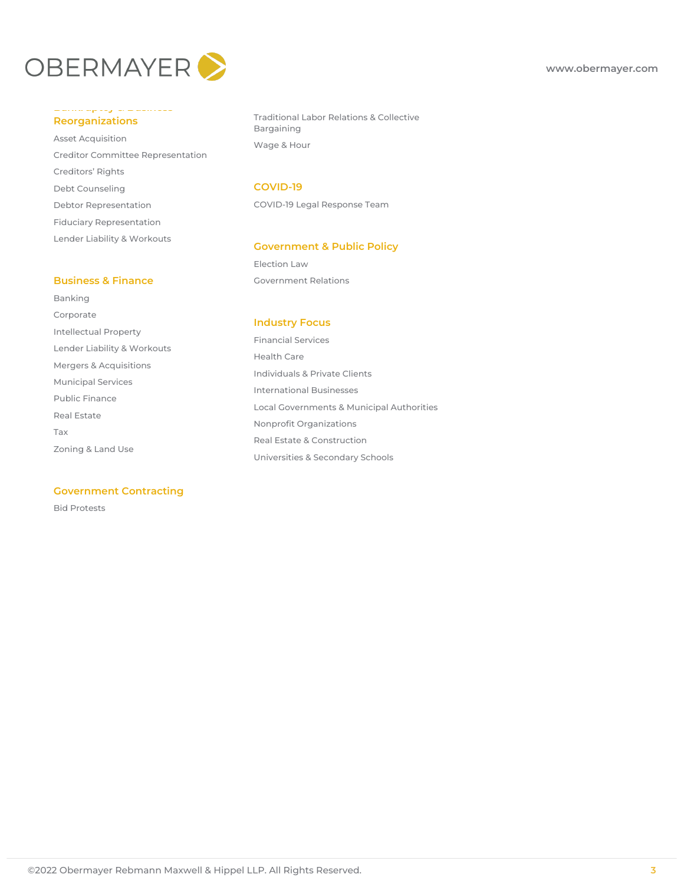## Bankruptcy & Business Reorganizations

Asset Acquisition

Creditor Committee Representation

Creditors' Rights

Debt Counseling

Debtor Representation

Fiduciary Representation

Lender Liability & Workouts

## Business & Finance

Banking

Corporate

Intellectual Property

Lender Liability & Workouts

Mergers & Acquisitions

Municipal Services

Public Finance

Real Estate

Tax

Zoning & Land Use

## Government Contracting

Bid Protests

Traditional Labor Relations & Collective Bargaining

Wage & Hour

## COVID-19

COVID-19 Legal Response Team

## Government & Public Policy

Election Law

Government Relations

## Industry Focus

Financial Services

Health Care

Individuals & Private Clients

International Businesses

Local Governments & Municipal Authorities

Nonprofit Organizations

Real Estate & Construction

Universities & Secondary Schools